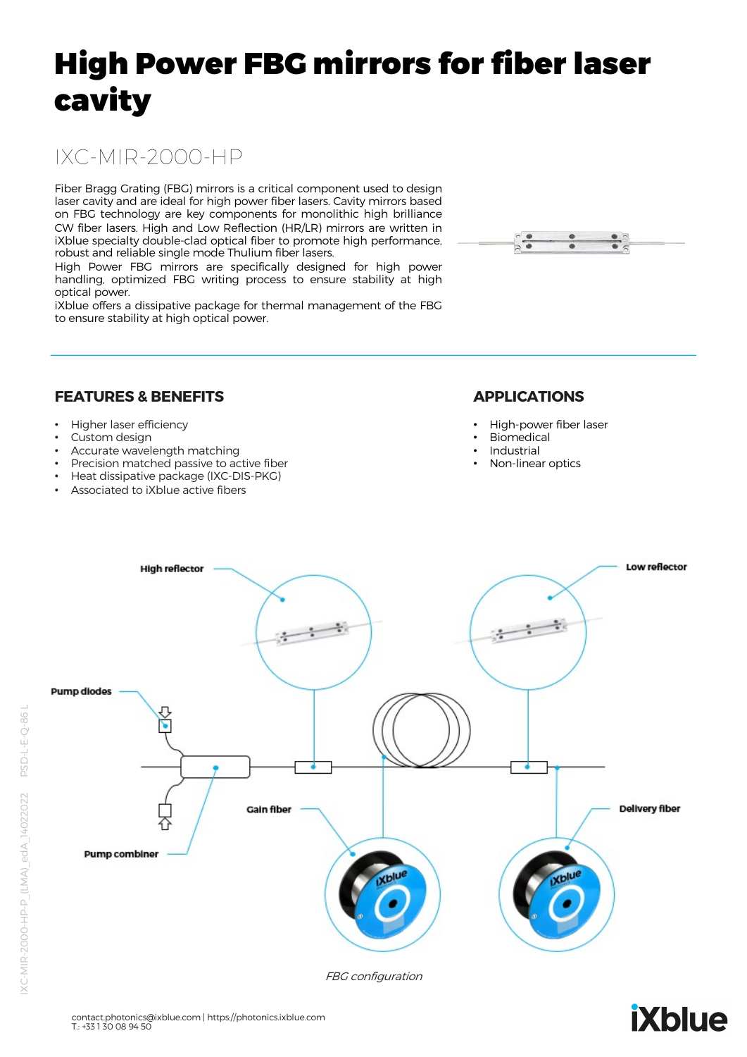# High Power FBG mirrors for fiber laser cavity

## IXC-MIR-2000-HP

Fiber Bragg Grating (FBG) mirrors is a critical component used to design laser cavity and are ideal for high power fiber lasers. Cavity mirrors based on FBG technology are key components for monolithic high brilliance CW fiber lasers. High and Low Reflection (HR/LR) mirrors are written in iXblue specialty double-clad optical fiber to promote high performance, robust and reliable single mode Thulium fiber lasers.
High Power FBG mirrors are specifically designed for high power handling, optimized FBG writing process to ensure stability at high optical power.
iXblue offers a dissipative package for thermal management of the FBG to ensure stability at high optical power.

### FEATURES & BENEFITS

- Higher laser efficiency
- Custom design
- Accurate wavelength matching
- Precision matched passive to active fiber
- Heat dissipative package (IXC-DIS-PKG)
- Associated to iXblue active fibers

### APPLICATIONS

- High-power fiber laser
- Biomedical
- Industrial
- Non-linear optics

High reflector

Low reflector

Pump diodes

Gain fiber

Delivery fiber

Pump combiner

*FBG configuration*

contact.photonics@ixblue.com | https://photonics.ixblue.com
T.: +33 1 30 08 94 50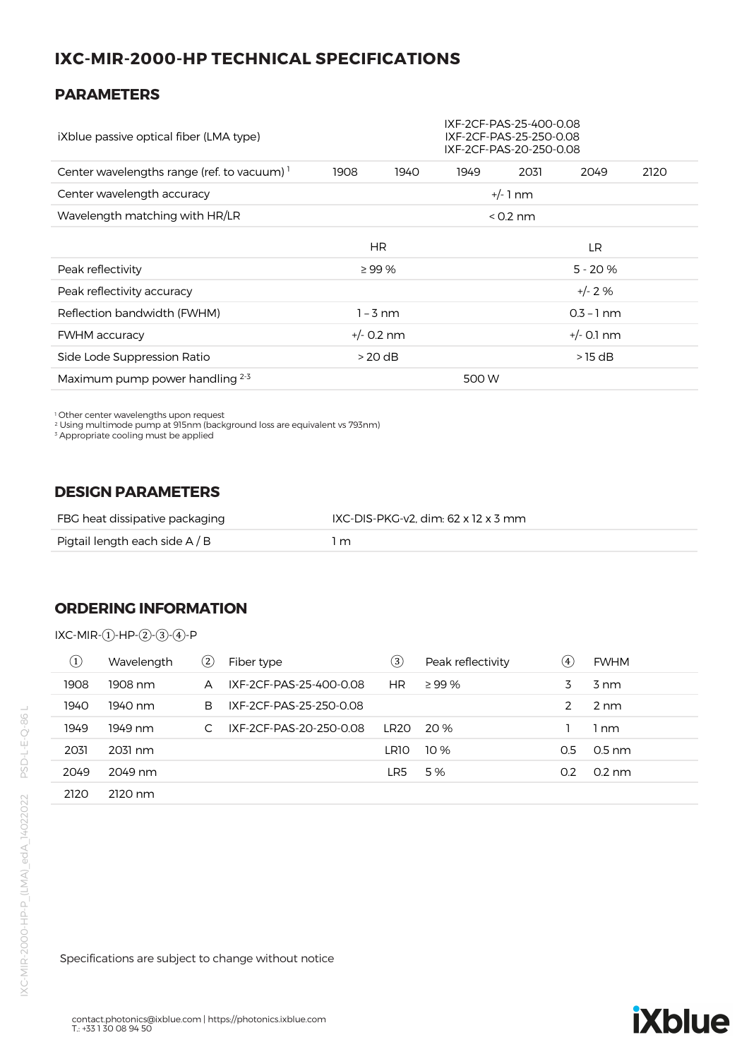# IXC-MIR-2000-HP TECHNICAL SPECIFICATIONS

## PARAMETERS

| | | | | | | |
|---|---|---|---|---|---|---|
| iXblue passive optical fiber (LMA type) | IXF-2CF-PAS-25-400-0.08<br>IXF-2CF-PAS-25-250-0.08<br>IXF-2CF-PAS-20-250-0.08 | | | | | |
| Center wavelengths range (ref. to vacuum) [1] | 1908 | 1940 | 1949 | 2031 | 2049 | 2120 |
| Center wavelength accuracy | +/- 1 nm | | | | | |
| Wavelength matching with HR/LR | < 0.2 nm | | | | | |

| | HR | LR |
|---|---|---|
| Peak reflectivity | ≥ 99 % | 5 - 20 % |
| Peak reflectivity accuracy | | +/- 2 % |
| Reflection bandwidth (FWHM) | 1 – 3 nm | 0.3 – 1 nm |
| FWHM accuracy | +/- 0.2 nm | +/- 0.1 nm |
| Side Lode Suppression Ratio | > 20 dB | > 15 dB |
| Maximum pump power handling [2-3] | 500 W | |

[1] Other center wavelengths upon request
[2] Using multimode pump at 915nm (background loss are equivalent vs 793nm)
[3] Appropriate cooling must be applied

## DESIGN PARAMETERS

| | |
|---|---|
| FBG heat dissipative packaging | IXC-DIS-PKG-v2, dim: 62 x 12 x 3 mm |
| Pigtail length each side A / B | 1 m |

## ORDERING INFORMATION

IXC-MIR-①-HP-②-③-④-P

| ① | Wavelength | ② | Fiber type | ③ | Peak reflectivity | ④ | FWHM |
|---|---|---|---|---|---|---|---|
| 1908 | 1908 nm | A | IXF-2CF-PAS-25-400-0.08 | HR | ≥ 99 % | 3 | 3 nm |
| 1940 | 1940 nm | B | IXF-2CF-PAS-25-250-0.08 | | | 2 | 2 nm |
| 1949 | 1949 nm | C | IXF-2CF-PAS-20-250-0.08 | LR20 | 20 % | 1 | 1 nm |
| 2031 | 2031 nm | | | LR10 | 10 % | 0.5 | 0.5 nm |
| 2049 | 2049 nm | | | LR5 | 5 % | 0.2 | 0.2 nm |
| 2120 | 2120 nm | | | | | | |

Specifications are subject to change without notice

contact.photonics@ixblue.com | https://photonics.ixblue.com
T.: +33 1 30 08 94 50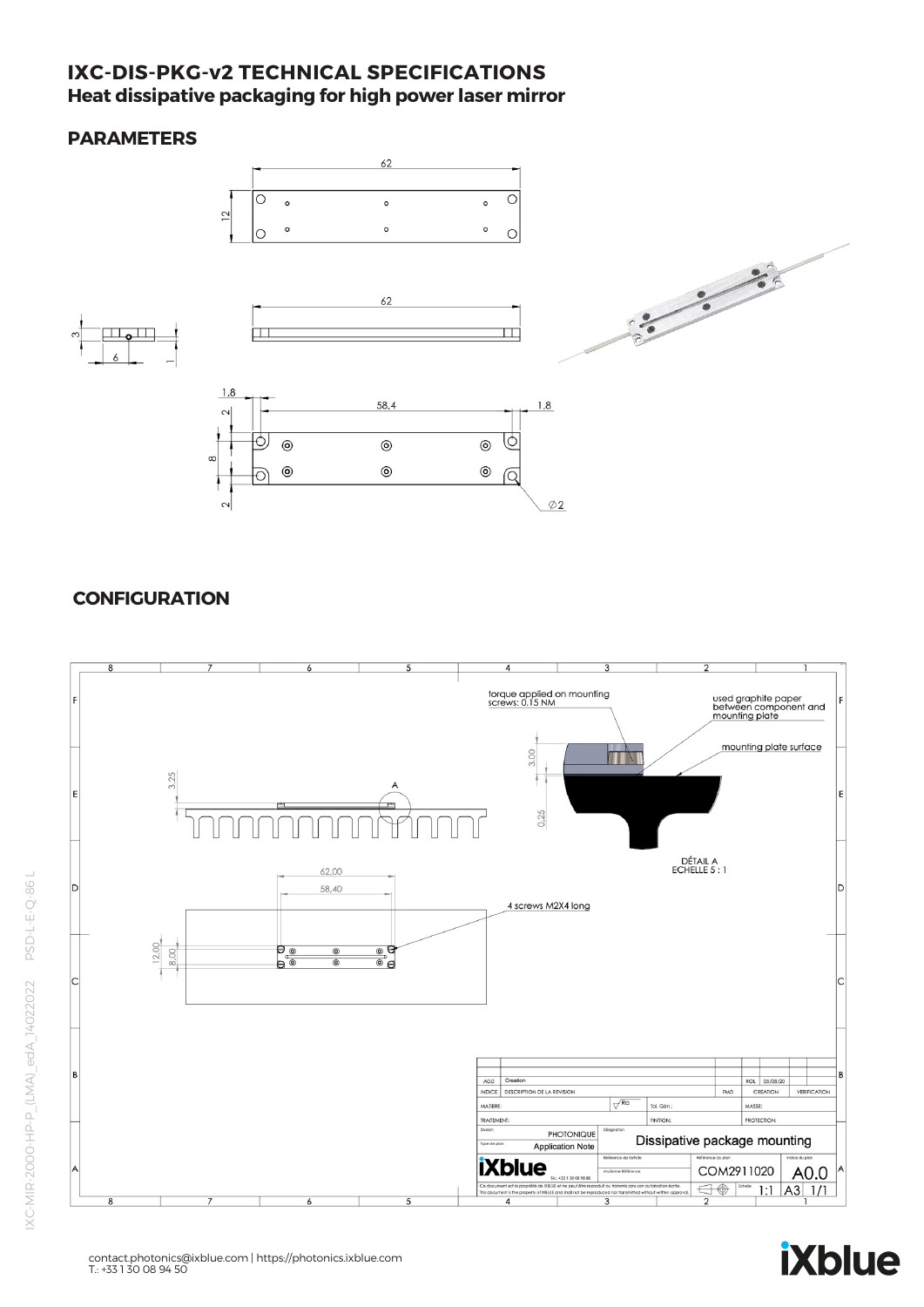# IXC-DIS-PKG-v2 TECHNICAL SPECIFICATIONS

## Heat dissipative packaging for high power laser mirror

### PARAMETERS

62

12

62

3

6

1

1,8

58,4

1,8

2

8

2

⌀2

### CONFIGURATION

torque applied on mounting screws: 0.15 NM

used graphite paper between component and mounting plate

mounting plate surface

3,00

0,25

3,25

A

DÉTAIL A
ECHELLE 5 : 1

62,00

58,40

4 screws M2X4 long

12,00

8,00

| | | | | | | |
|---|---|---|---|---|---|---|
| A0.0 | Creation | | | | RGL 05/08/20 | |
| INDICE | DESCRIPTION DE LA REVISION | | | FMD | CREATION | VERIFICATION |
| MATIERE: | | Ra | Tol. Gén.: | | MASSE: | |
| TRAITEMENT: | | | FINITION: | | PROTECTION: | |
| Division PHOTONIQUE | Désignation | Dissipative package mounting | | | | |
| Type de plan Application Note | | | | | | |
| iXblue | Référence de l'article | | Référence du plan COM2911020 | | Indice du plan A0.0 | |
| | Ancienne Référence | | | | Echelle 1:1 | A3 1/1 |

contact.photonics@ixblue.com | https://photonics.ixblue.com
T.: +33 1 30 08 94 50